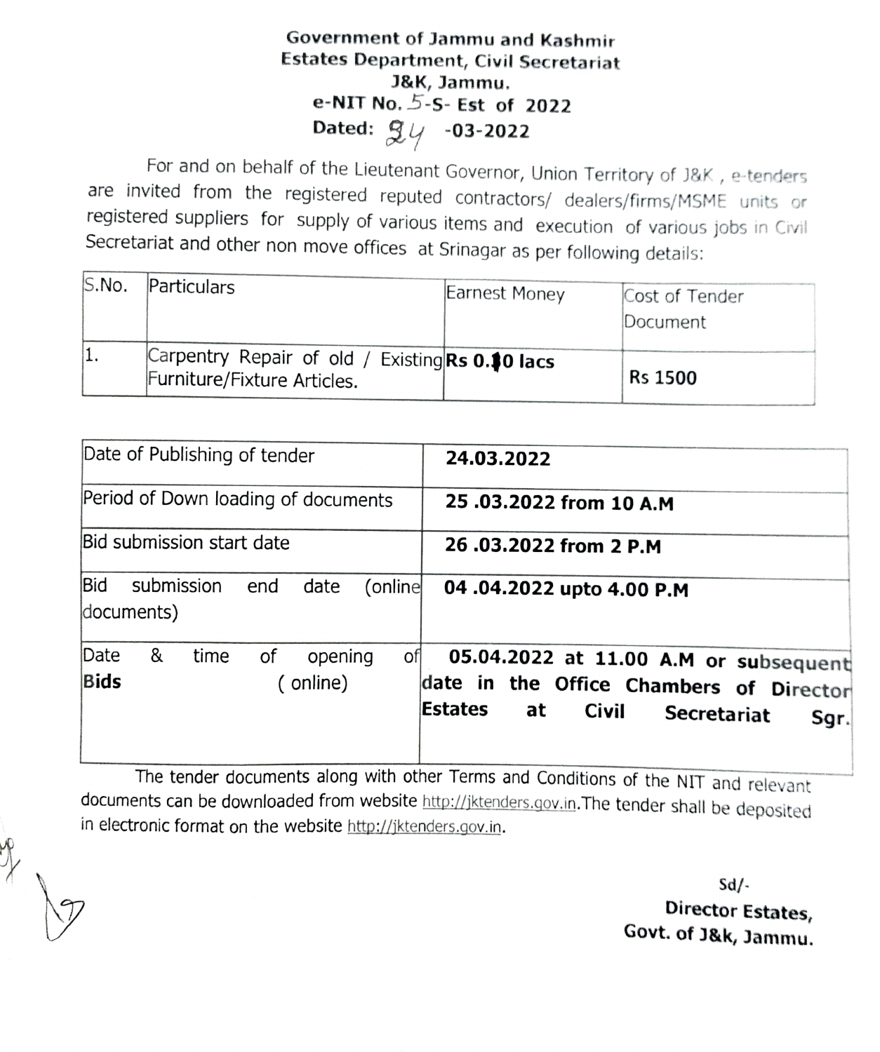**Government of Jammu and Kashmir**
**Estates Department, Civil Secretariat**
**J&K, Jammu.**
**e-NIT No. 5-S- Est of 2022**
**Dated: 24 -03-2022**

For and on behalf of the Lieutenant Governor, Union Territory of J&K , e-tenders are invited from the registered reputed contractors/ dealers/firms/MSME units or registered suppliers for supply of various items and execution of various jobs in Civil Secretariat and other non move offices at Srinagar as per following details:

| S.No. | Particulars | Earnest Money | Cost of Tender Document |
|---|---|---|---|
| 1. | Carpentry Repair of old / Existing Furniture/Fixture Articles. | **Rs 0.10 lacs** | **Rs 1500** |

| | |
|---|---|
| Date of Publishing of tender | **24.03.2022** |
| Period of Down loading of documents | **25 .03.2022 from 10 A.M** |
| Bid submission start date | **26 .03.2022 from 2 P.M** |
| Bid submission end date (online documents) | **04 .04.2022 upto 4.00 P.M** |
| Date & time of opening of **Bids** ( online) | **05.04.2022 at 11.00 A.M or subsequent date in the Office Chambers of Director Estates at Civil Secretariat Sgr.** |

The tender documents along with other Terms and Conditions of the NIT and relevant documents can be downloaded from website http://jktenders.gov.in.The tender shall be deposited in electronic format on the website http://jktenders.gov.in.

Sd/-
**Director Estates,**
**Govt. of J&k, Jammu.**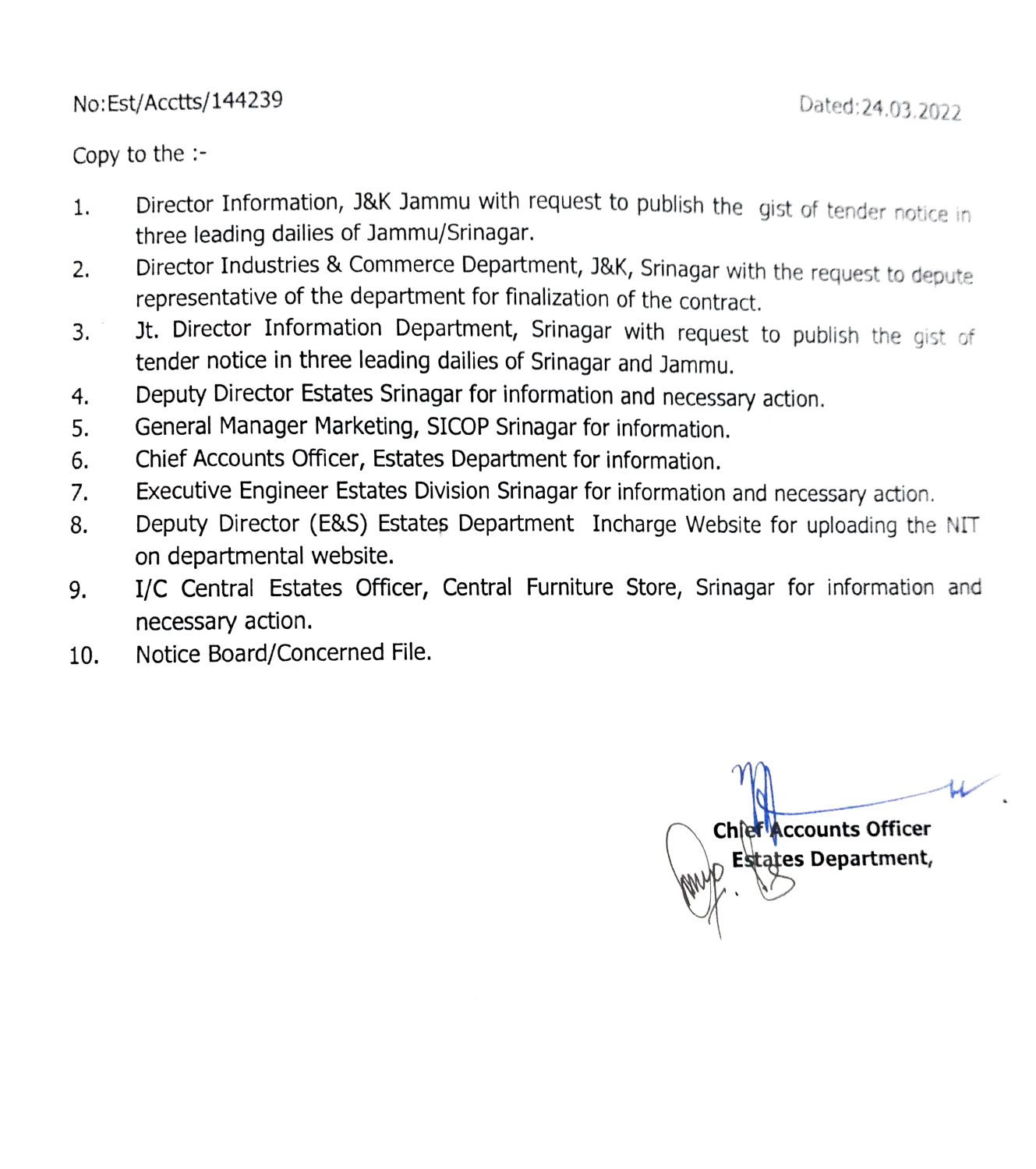No:Est/Acctts/144239 Dated:24.03.2022

Copy to the :-

1. Director Information, J&K Jammu with request to publish the gist of tender notice in three leading dailies of Jammu/Srinagar.
2. Director Industries & Commerce Department, J&K, Srinagar with the request to depute representative of the department for finalization of the contract.
3. Jt. Director Information Department, Srinagar with request to publish the gist of tender notice in three leading dailies of Srinagar and Jammu.
4. Deputy Director Estates Srinagar for information and necessary action.
5. General Manager Marketing, SICOP Srinagar for information.
6. Chief Accounts Officer, Estates Department for information.
7. Executive Engineer Estates Division Srinagar for information and necessary action.
8. Deputy Director (E&S) Estates Department Incharge Website for uploading the NIT on departmental website.
9. I/C Central Estates Officer, Central Furniture Store, Srinagar for information and necessary action.
10. Notice Board/Concerned File.

**Chief Accounts Officer**
**Estates Department,**